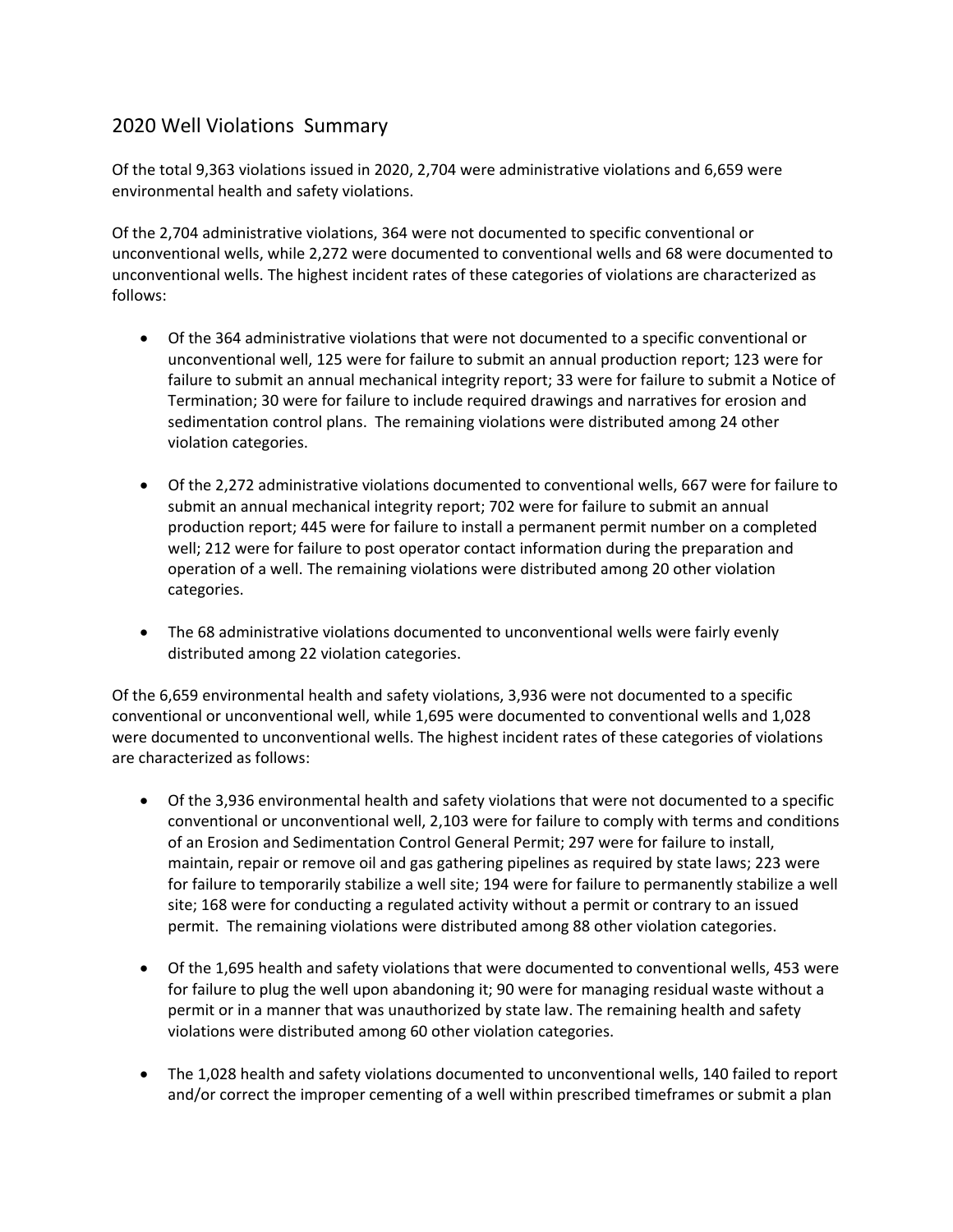## 2020 Well Violations Summary

Of the total 9,363 violations issued in 2020, 2,704 were administrative violations and 6,659 were environmental health and safety violations.

Of the 2,704 administrative violations, 364 were not documented to specific conventional or unconventional wells, while 2,272 were documented to conventional wells and 68 were documented to unconventional wells. The highest incident rates of these categories of violations are characterized as follows:

- Of the 364 administrative violations that were not documented to a specific conventional or unconventional well, 125 were for failure to submit an annual production report; 123 were for failure to submit an annual mechanical integrity report; 33 were for failure to submit a Notice of Termination; 30 were for failure to include required drawings and narratives for erosion and sedimentation control plans. The remaining violations were distributed among 24 other violation categories.

- Of the 2,272 administrative violations documented to conventional wells, 667 were for failure to submit an annual mechanical integrity report; 702 were for failure to submit an annual production report; 445 were for failure to install a permanent permit number on a completed well; 212 were for failure to post operator contact information during the preparation and operation of a well. The remaining violations were distributed among 20 other violation categories.

- The 68 administrative violations documented to unconventional wells were fairly evenly distributed among 22 violation categories.

Of the 6,659 environmental health and safety violations, 3,936 were not documented to a specific conventional or unconventional well, while 1,695 were documented to conventional wells and 1,028 were documented to unconventional wells. The highest incident rates of these categories of violations are characterized as follows:

- Of the 3,936 environmental health and safety violations that were not documented to a specific conventional or unconventional well, 2,103 were for failure to comply with terms and conditions of an Erosion and Sedimentation Control General Permit; 297 were for failure to install, maintain, repair or remove oil and gas gathering pipelines as required by state laws; 223 were for failure to temporarily stabilize a well site; 194 were for failure to permanently stabilize a well site; 168 were for conducting a regulated activity without a permit or contrary to an issued permit. The remaining violations were distributed among 88 other violation categories.

- Of the 1,695 health and safety violations that were documented to conventional wells, 453 were for failure to plug the well upon abandoning it; 90 were for managing residual waste without a permit or in a manner that was unauthorized by state law. The remaining health and safety violations were distributed among 60 other violation categories.

- The 1,028 health and safety violations documented to unconventional wells, 140 failed to report and/or correct the improper cementing of a well within prescribed timeframes or submit a plan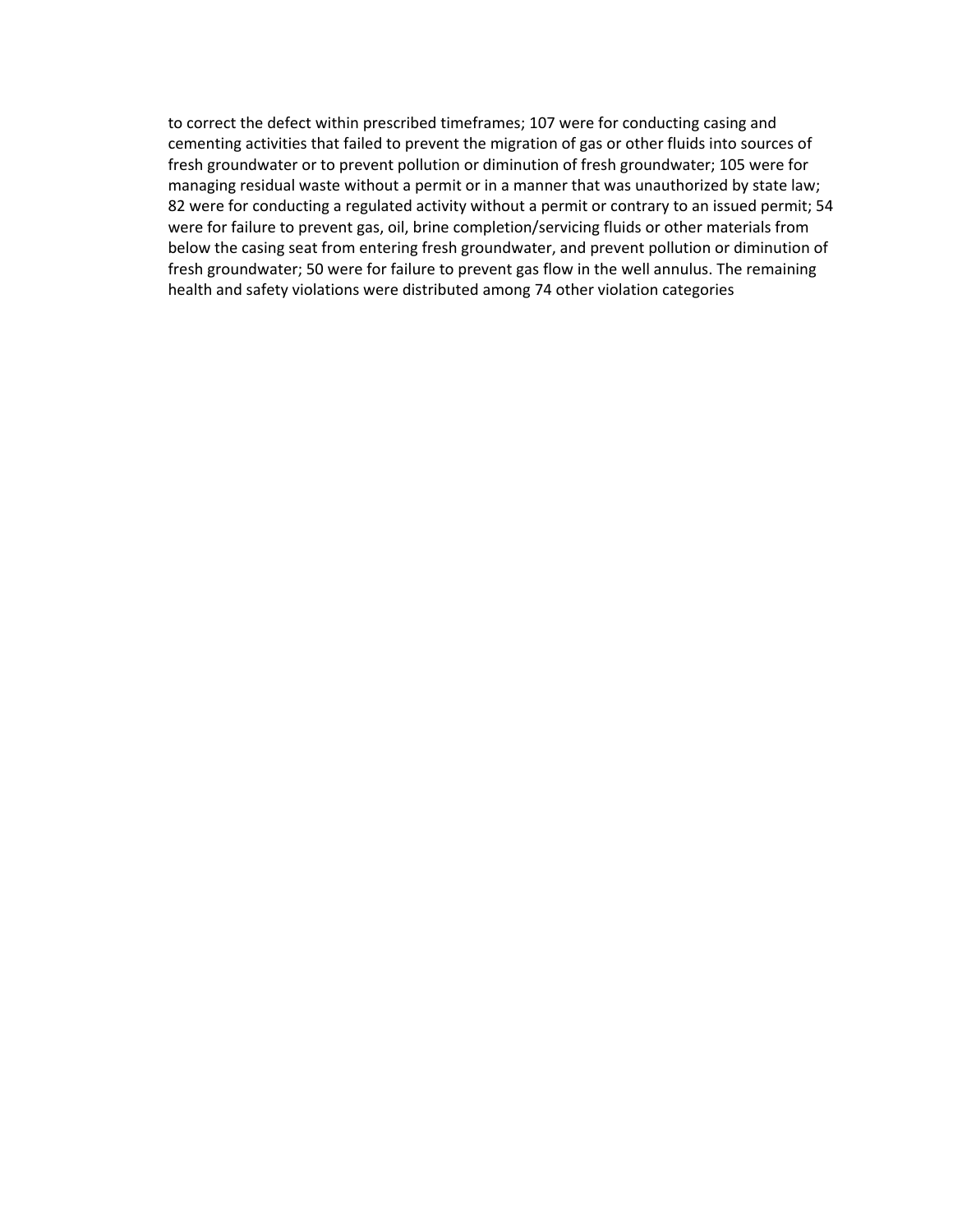to correct the defect within prescribed timeframes; 107 were for conducting casing and cementing activities that failed to prevent the migration of gas or other fluids into sources of fresh groundwater or to prevent pollution or diminution of fresh groundwater; 105 were for managing residual waste without a permit or in a manner that was unauthorized by state law; 82 were for conducting a regulated activity without a permit or contrary to an issued permit; 54 were for failure to prevent gas, oil, brine completion/servicing fluids or other materials from below the casing seat from entering fresh groundwater, and prevent pollution or diminution of fresh groundwater; 50 were for failure to prevent gas flow in the well annulus. The remaining health and safety violations were distributed among 74 other violation categories